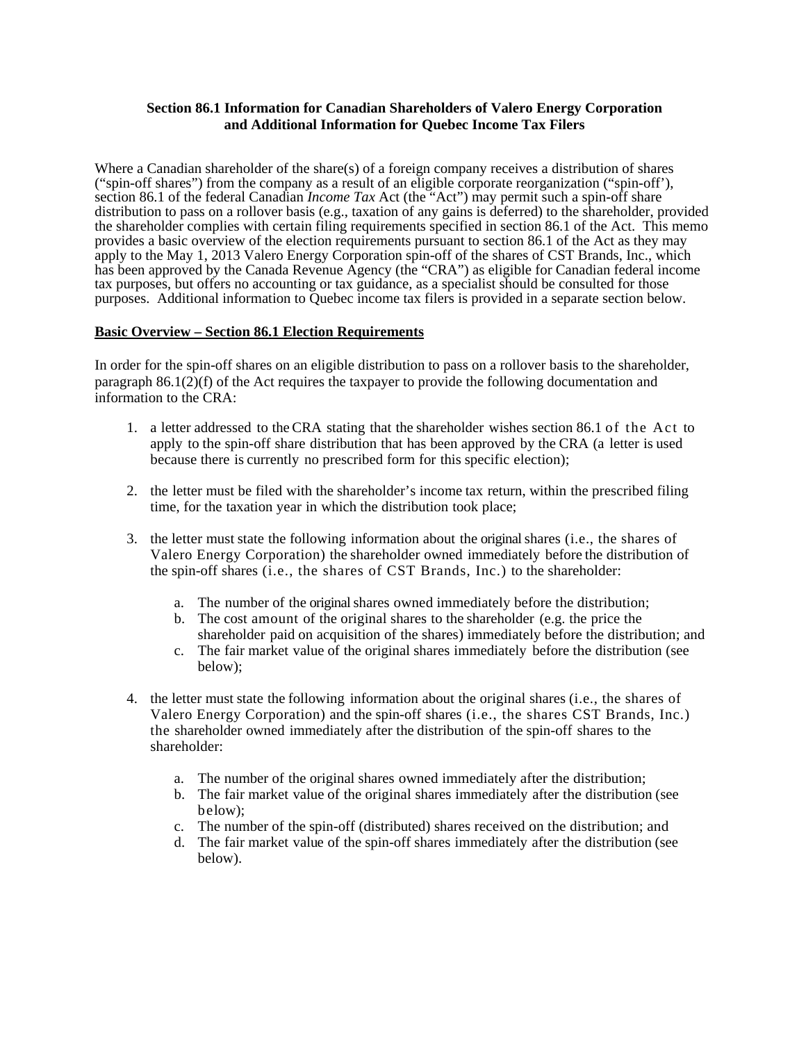**Section 86.1 Information for Canadian Shareholders of Valero Energy Corporation and Additional Information for Quebec Income Tax Filers**

Where a Canadian shareholder of the share(s) of a foreign company receives a distribution of shares ("spin-off shares") from the company as a result of an eligible corporate reorganization ("spin-off'), section 86.1 of the federal Canadian *Income Tax* Act (the "Act") may permit such a spin-off share distribution to pass on a rollover basis (e.g., taxation of any gains is deferred) to the shareholder, provided the shareholder complies with certain filing requirements specified in section 86.1 of the Act. This memo provides a basic overview of the election requirements pursuant to section 86.1 of the Act as they may apply to the May 1, 2013 Valero Energy Corporation spin-off of the shares of CST Brands, Inc., which has been approved by the Canada Revenue Agency (the "CRA") as eligible for Canadian federal income tax purposes, but offers no accounting or tax guidance, as a specialist should be consulted for those purposes. Additional information to Quebec income tax filers is provided in a separate section below.

**Basic Overview – Section 86.1 Election Requirements**

In order for the spin-off shares on an eligible distribution to pass on a rollover basis to the shareholder, paragraph 86.1(2)(f) of the Act requires the taxpayer to provide the following documentation and information to the CRA:

1. a letter addressed to the CRA stating that the shareholder wishes section 86.1 of the Act to apply to the spin-off share distribution that has been approved by the CRA (a letter is used because there is currently no prescribed form for this specific election);

2. the letter must be filed with the shareholder's income tax return, within the prescribed filing time, for the taxation year in which the distribution took place;

3. the letter must state the following information about the original shares (i.e., the shares of Valero Energy Corporation) the shareholder owned immediately before the distribution of the spin-off shares (i.e., the shares of CST Brands, Inc.) to the shareholder:

   a. The number of the original shares owned immediately before the distribution;
   b. The cost amount of the original shares to the shareholder (e.g. the price the shareholder paid on acquisition of the shares) immediately before the distribution; and
   c. The fair market value of the original shares immediately before the distribution (see below);

4. the letter must state the following information about the original shares (i.e., the shares of Valero Energy Corporation) and the spin-off shares (i.e., the shares CST Brands, Inc.) the shareholder owned immediately after the distribution of the spin-off shares to the shareholder:

   a. The number of the original shares owned immediately after the distribution;
   b. The fair market value of the original shares immediately after the distribution (see below);
   c. The number of the spin-off (distributed) shares received on the distribution; and
   d. The fair market value of the spin-off shares immediately after the distribution (see below).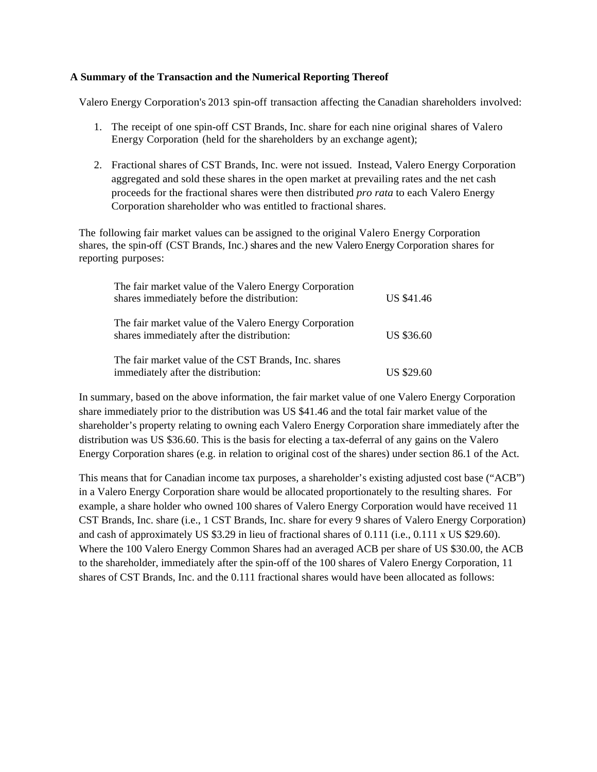**A Summary of the Transaction and the Numerical Reporting Thereof**

Valero Energy Corporation's 2013 spin-off transaction affecting the Canadian shareholders involved:

1. The receipt of one spin-off CST Brands, Inc. share for each nine original shares of Valero Energy Corporation (held for the shareholders by an exchange agent);

2. Fractional shares of CST Brands, Inc. were not issued. Instead, Valero Energy Corporation aggregated and sold these shares in the open market at prevailing rates and the net cash proceeds for the fractional shares were then distributed *pro rata* to each Valero Energy Corporation shareholder who was entitled to fractional shares.

The following fair market values can be assigned to the original Valero Energy Corporation shares, the spin-off (CST Brands, Inc.) shares and the new Valero Energy Corporation shares for reporting purposes:

| | |
|---|---|
| The fair market value of the Valero Energy Corporation shares immediately before the distribution: | US $41.46 |
| The fair market value of the Valero Energy Corporation shares immediately after the distribution: | US $36.60 |
| The fair market value of the CST Brands, Inc. shares immediately after the distribution: | US $29.60 |

In summary, based on the above information, the fair market value of one Valero Energy Corporation share immediately prior to the distribution was US $41.46 and the total fair market value of the shareholder's property relating to owning each Valero Energy Corporation share immediately after the distribution was US $36.60. This is the basis for electing a tax-deferral of any gains on the Valero Energy Corporation shares (e.g. in relation to original cost of the shares) under section 86.1 of the Act.

This means that for Canadian income tax purposes, a shareholder's existing adjusted cost base ("ACB") in a Valero Energy Corporation share would be allocated proportionately to the resulting shares. For example, a share holder who owned 100 shares of Valero Energy Corporation would have received 11 CST Brands, Inc. share (i.e., 1 CST Brands, Inc. share for every 9 shares of Valero Energy Corporation) and cash of approximately US $3.29 in lieu of fractional shares of 0.111 (i.e., 0.111 x US $29.60). Where the 100 Valero Energy Common Shares had an averaged ACB per share of US $30.00, the ACB to the shareholder, immediately after the spin-off of the 100 shares of Valero Energy Corporation, 11 shares of CST Brands, Inc. and the 0.111 fractional shares would have been allocated as follows: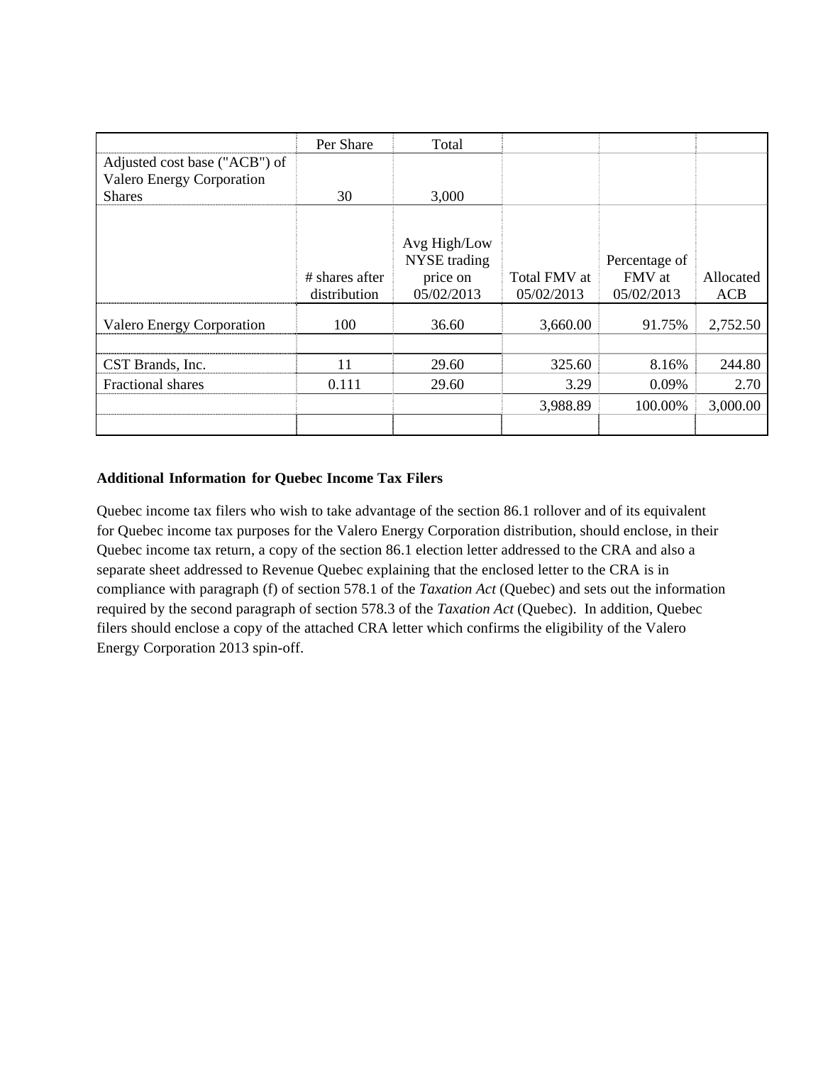| | Per Share | Total | | | |
|---|---|---|---|---|---|
| Adjusted cost base ("ACB") of Valero Energy Corporation Shares | 30 | 3,000 | | | |
| | # shares after distribution | Avg High/Low NYSE trading price on 05/02/2013 | Total FMV at 05/02/2013 | Percentage of FMV at 05/02/2013 | Allocated ACB |
| Valero Energy Corporation | 100 | 36.60 | 3,660.00 | 91.75% | 2,752.50 |
| | | | | | |
| CST Brands, Inc. | 11 | 29.60 | 325.60 | 8.16% | 244.80 |
| Fractional shares | 0.111 | 29.60 | 3.29 | 0.09% | 2.70 |
| | | | 3,988.89 | 100.00% | 3,000.00 |
| | | | | | |

**Additional Information for Quebec Income Tax Filers**

Quebec income tax filers who wish to take advantage of the section 86.1 rollover and of its equivalent for Quebec income tax purposes for the Valero Energy Corporation distribution, should enclose, in their Quebec income tax return, a copy of the section 86.1 election letter addressed to the CRA and also a separate sheet addressed to Revenue Quebec explaining that the enclosed letter to the CRA is in compliance with paragraph (f) of section 578.1 of the *Taxation Act* (Quebec) and sets out the information required by the second paragraph of section 578.3 of the *Taxation Act* (Quebec). In addition, Quebec filers should enclose a copy of the attached CRA letter which confirms the eligibility of the Valero Energy Corporation 2013 spin-off.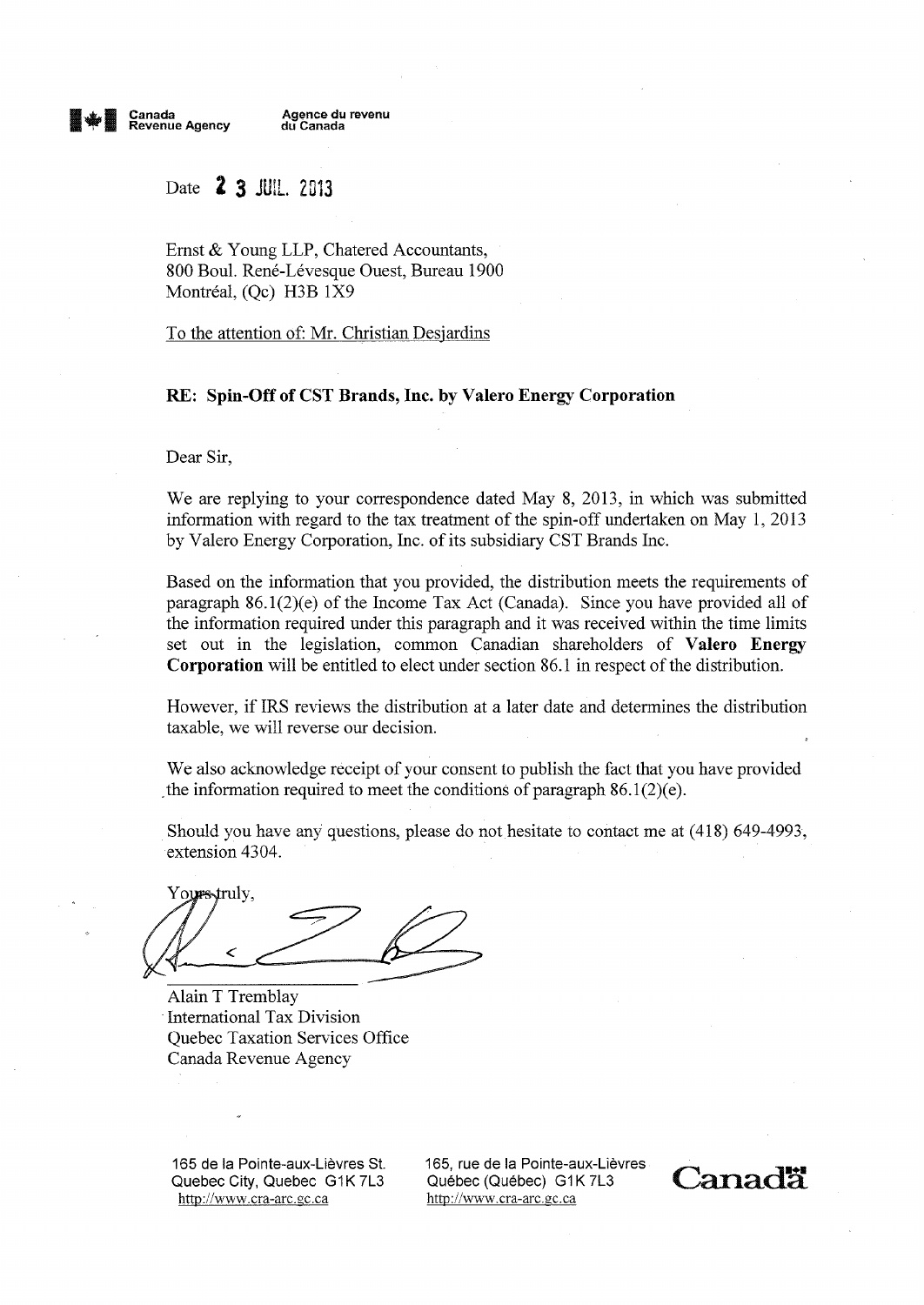Canada Revenue Agency / Agence du revenu du Canada

Date **2 3 JUIL. 2013**

Ernst & Young LLP, Chatered Accountants,
800 Boul. René-Lévesque Ouest, Bureau 1900
Montréal, (Qc) H3B 1X9

To the attention of: Mr. Christian Desjardins

**RE: Spin-Off of CST Brands, Inc. by Valero Energy Corporation**

Dear Sir,

We are replying to your correspondence dated May 8, 2013, in which was submitted information with regard to the tax treatment of the spin-off undertaken on May 1, 2013 by Valero Energy Corporation, Inc. of its subsidiary CST Brands Inc.

Based on the information that you provided, the distribution meets the requirements of paragraph 86.1(2)(e) of the Income Tax Act (Canada). Since you have provided all of the information required under this paragraph and it was received within the time limits set out in the legislation, common Canadian shareholders of **Valero Energy Corporation** will be entitled to elect under section 86.1 in respect of the distribution.

However, if IRS reviews the distribution at a later date and determines the distribution taxable, we will reverse our decision.

We also acknowledge receipt of your consent to publish the fact that you have provided the information required to meet the conditions of paragraph 86.1(2)(e).

Should you have any questions, please do not hesitate to contact me at (418) 649-4993, extension 4304.

Yours truly,

Alain T Tremblay
International Tax Division
Quebec Taxation Services Office
Canada Revenue Agency

165 de la Pointe-aux-Lièvres St.
Quebec City, Quebec G1K 7L3
http://www.cra-arc.gc.ca

165, rue de la Pointe-aux-Lièvres
Québec (Québec) G1K 7L3
http://www.cra-arc.gc.ca

Canada